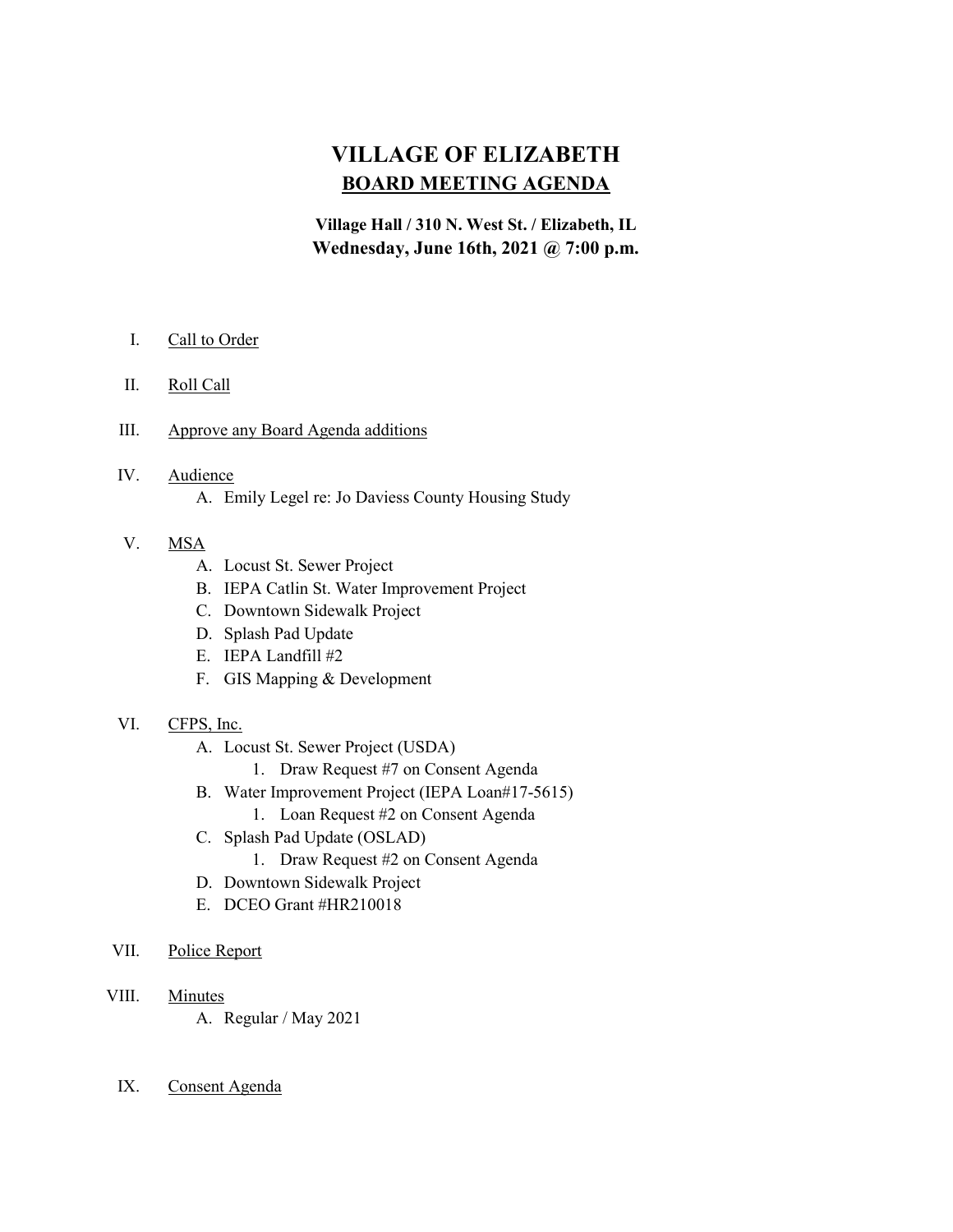# VILLAGE OF ELIZABETH

## BOARD MEETING AGENDA

**Village Hall / 310 N. West St. / Elizabeth, IL**
**Wednesday, June 16th, 2021 @ 7:00 p.m.**

I. Call to Order

II. Roll Call

III. Approve any Board Agenda additions

IV. Audience
   - A. Emily Legel re: Jo Daviess County Housing Study

V. MSA
   - A. Locust St. Sewer Project
   - B. IEPA Catlin St. Water Improvement Project
   - C. Downtown Sidewalk Project
   - D. Splash Pad Update
   - E. IEPA Landfill #2
   - F. GIS Mapping & Development

VI. CFPS, Inc.
   - A. Locust St. Sewer Project (USDA)
     1. Draw Request #7 on Consent Agenda
   - B. Water Improvement Project (IEPA Loan#17-5615)
     1. Loan Request #2 on Consent Agenda
   - C. Splash Pad Update (OSLAD)
     1. Draw Request #2 on Consent Agenda
   - D. Downtown Sidewalk Project
   - E. DCEO Grant #HR210018

VII. Police Report

VIII. Minutes
   - A. Regular / May 2021

IX. Consent Agenda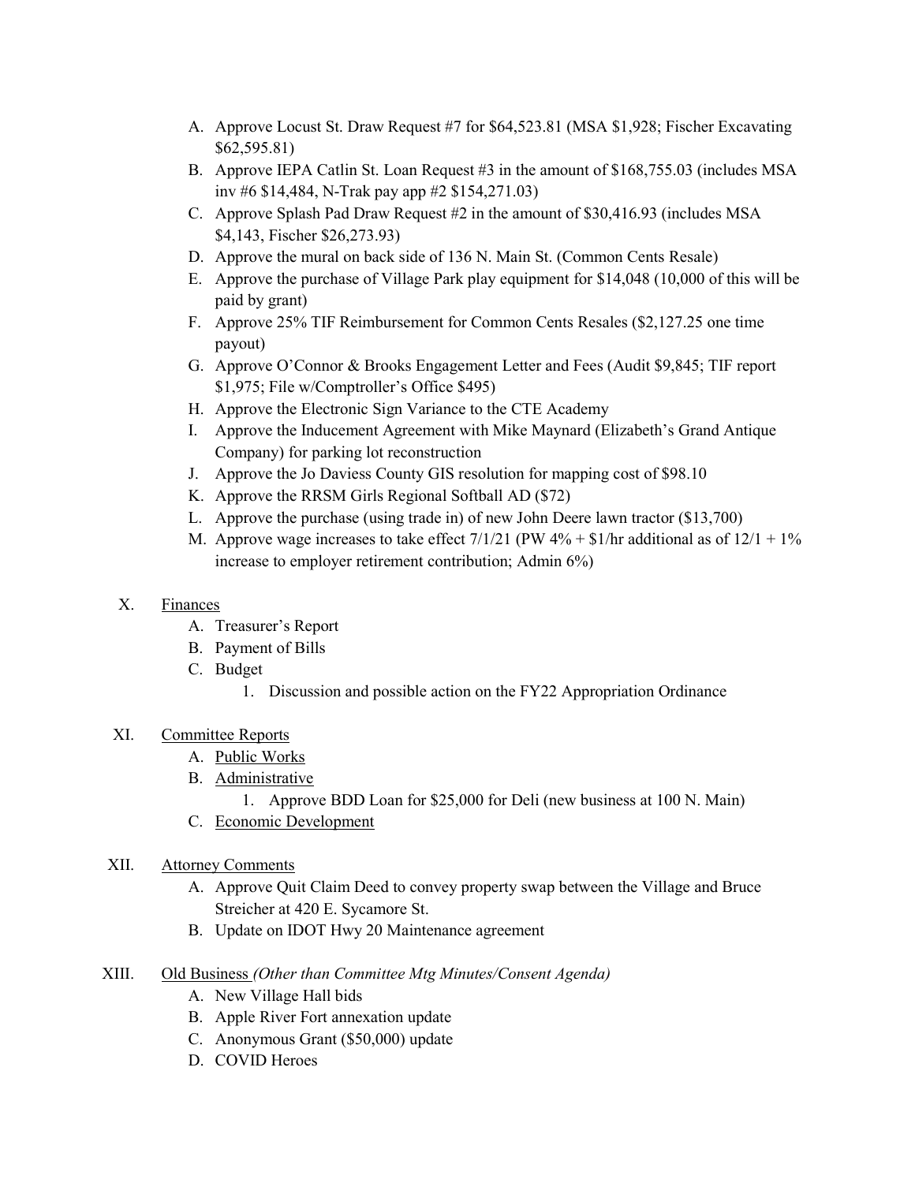A. Approve Locust St. Draw Request #7 for $64,523.81 (MSA $1,928; Fischer Excavating $62,595.81)
B. Approve IEPA Catlin St. Loan Request #3 in the amount of $168,755.03 (includes MSA inv #6 $14,484, N-Trak pay app #2 $154,271.03)
C. Approve Splash Pad Draw Request #2 in the amount of $30,416.93 (includes MSA $4,143, Fischer $26,273.93)
D. Approve the mural on back side of 136 N. Main St. (Common Cents Resale)
E. Approve the purchase of Village Park play equipment for $14,048 (10,000 of this will be paid by grant)
F. Approve 25% TIF Reimbursement for Common Cents Resales ($2,127.25 one time payout)
G. Approve O'Connor & Brooks Engagement Letter and Fees (Audit $9,845; TIF report $1,975; File w/Comptroller's Office $495)
H. Approve the Electronic Sign Variance to the CTE Academy
I. Approve the Inducement Agreement with Mike Maynard (Elizabeth's Grand Antique Company) for parking lot reconstruction
J. Approve the Jo Daviess County GIS resolution for mapping cost of $98.10
K. Approve the RRSM Girls Regional Softball AD ($72)
L. Approve the purchase (using trade in) of new John Deere lawn tractor ($13,700)
M. Approve wage increases to take effect 7/1/21 (PW 4% + $1/hr additional as of 12/1 + 1% increase to employer retirement contribution; Admin 6%)

X. Finances
   A. Treasurer's Report
   B. Payment of Bills
   C. Budget
      1. Discussion and possible action on the FY22 Appropriation Ordinance

XI. Committee Reports
   A. Public Works
   B. Administrative
      1. Approve BDD Loan for $25,000 for Deli (new business at 100 N. Main)
   C. Economic Development

XII. Attorney Comments
   A. Approve Quit Claim Deed to convey property swap between the Village and Bruce Streicher at 420 E. Sycamore St.
   B. Update on IDOT Hwy 20 Maintenance agreement

XIII. Old Business *(Other than Committee Mtg Minutes/Consent Agenda)*
   A. New Village Hall bids
   B. Apple River Fort annexation update
   C. Anonymous Grant ($50,000) update
   D. COVID Heroes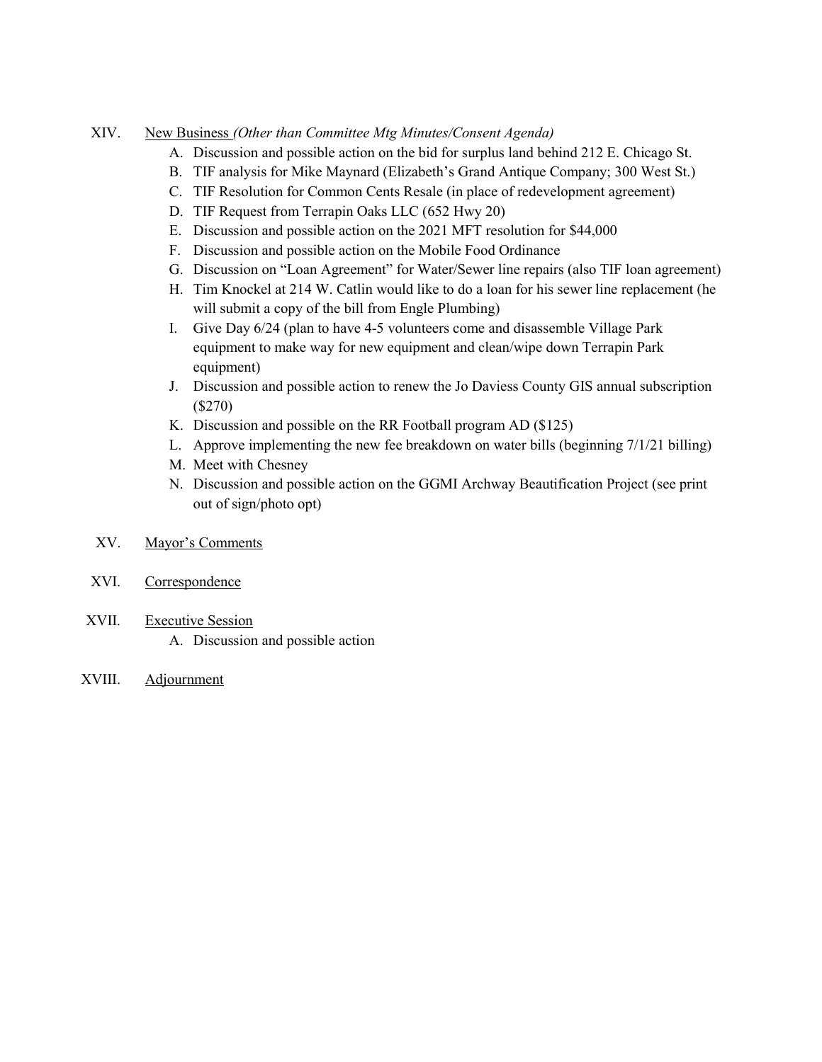XIV. <u>New Business</u> *(Other than Committee Mtg Minutes/Consent Agenda)*

A. Discussion and possible action on the bid for surplus land behind 212 E. Chicago St.
B. TIF analysis for Mike Maynard (Elizabeth's Grand Antique Company; 300 West St.)
C. TIF Resolution for Common Cents Resale (in place of redevelopment agreement)
D. TIF Request from Terrapin Oaks LLC (652 Hwy 20)
E. Discussion and possible action on the 2021 MFT resolution for $44,000
F. Discussion and possible action on the Mobile Food Ordinance
G. Discussion on "Loan Agreement" for Water/Sewer line repairs (also TIF loan agreement)
H. Tim Knockel at 214 W. Catlin would like to do a loan for his sewer line replacement (he will submit a copy of the bill from Engle Plumbing)
I. Give Day 6/24 (plan to have 4-5 volunteers come and disassemble Village Park equipment to make way for new equipment and clean/wipe down Terrapin Park equipment)
J. Discussion and possible action to renew the Jo Daviess County GIS annual subscription ($270)
K. Discussion and possible on the RR Football program AD ($125)
L. Approve implementing the new fee breakdown on water bills (beginning 7/1/21 billing)
M. Meet with Chesney
N. Discussion and possible action on the GGMI Archway Beautification Project (see print out of sign/photo opt)

XV. <u>Mayor's Comments</u>

XVI. <u>Correspondence</u>

XVII. <u>Executive Session</u>

A. Discussion and possible action

XVIII. <u>Adjournment</u>